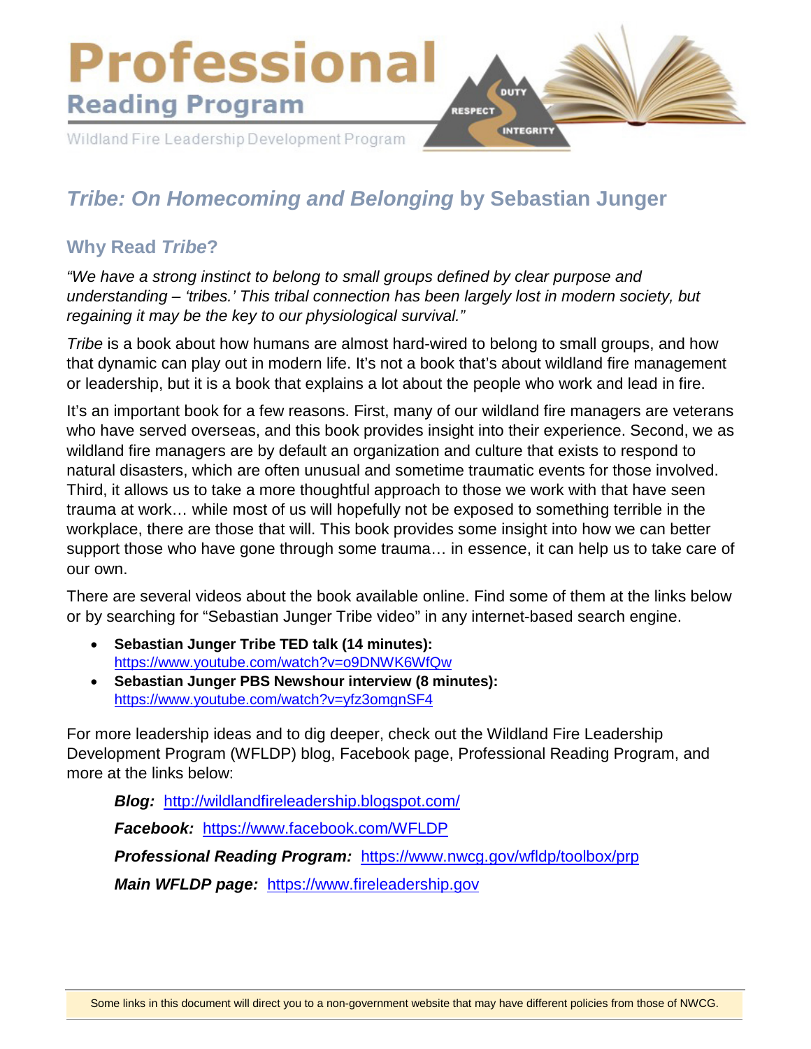# Professional Reading Program

Wildland Fire Leadership Development Program

DUTY RESPECT INTEGRITY

## *Tribe: On Homecoming and Belonging* by Sebastian Junger

### Why Read *Tribe*?

*"We have a strong instinct to belong to small groups defined by clear purpose and understanding – 'tribes.' This tribal connection has been largely lost in modern society, but regaining it may be the key to our physiological survival."*

*Tribe* is a book about how humans are almost hard-wired to belong to small groups, and how that dynamic can play out in modern life. It's not a book that's about wildland fire management or leadership, but it is a book that explains a lot about the people who work and lead in fire.

It's an important book for a few reasons. First, many of our wildland fire managers are veterans who have served overseas, and this book provides insight into their experience. Second, we as wildland fire managers are by default an organization and culture that exists to respond to natural disasters, which are often unusual and sometime traumatic events for those involved. Third, it allows us to take a more thoughtful approach to those we work with that have seen trauma at work… while most of us will hopefully not be exposed to something terrible in the workplace, there are those that will. This book provides some insight into how we can better support those who have gone through some trauma… in essence, it can help us to take care of our own.

There are several videos about the book available online. Find some of them at the links below or by searching for "Sebastian Junger Tribe video" in any internet-based search engine.

- **Sebastian Junger Tribe TED talk (14 minutes):** https://www.youtube.com/watch?v=o9DNWK6WfQw
- **Sebastian Junger PBS Newshour interview (8 minutes):** https://www.youtube.com/watch?v=yfz3omgnSF4

For more leadership ideas and to dig deeper, check out the Wildland Fire Leadership Development Program (WFLDP) blog, Facebook page, Professional Reading Program, and more at the links below:

***Blog:*** http://wildlandfireleadership.blogspot.com/

***Facebook:*** https://www.facebook.com/WFLDP

***Professional Reading Program:*** https://www.nwcg.gov/wfldp/toolbox/prp

***Main WFLDP page:*** https://www.fireleadership.gov

Some links in this document will direct you to a non-government website that may have different policies from those of NWCG.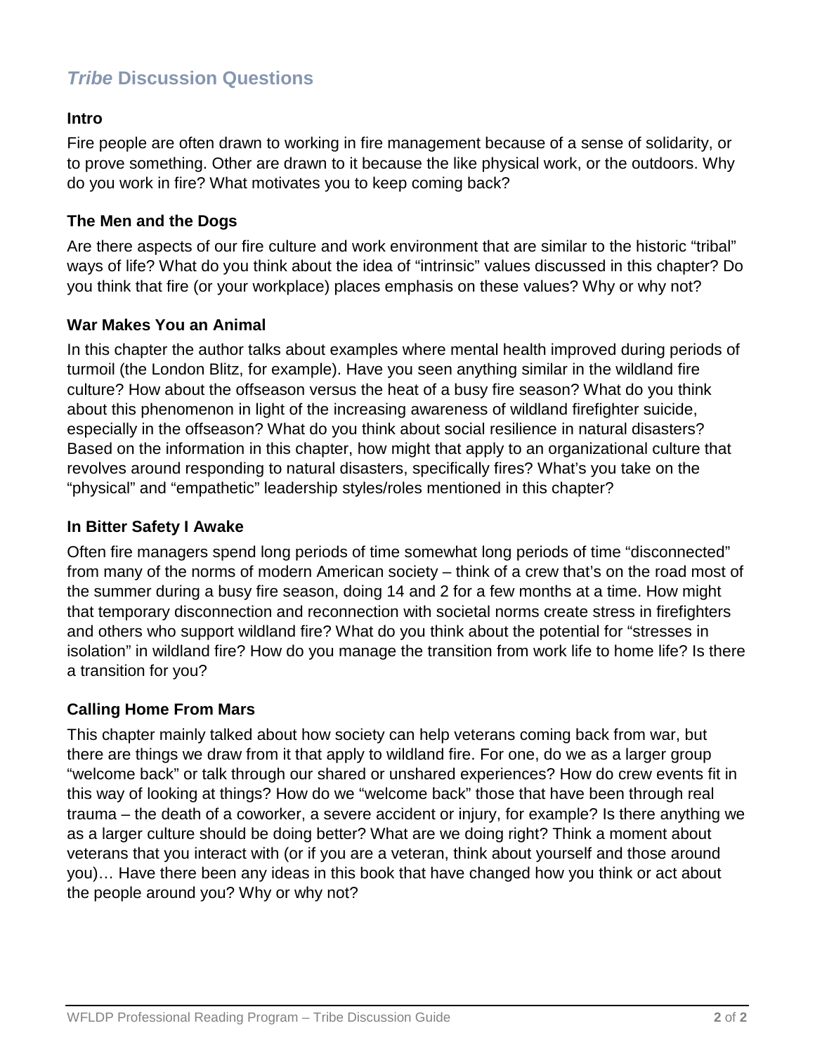# *Tribe* Discussion Questions

### Intro

Fire people are often drawn to working in fire management because of a sense of solidarity, or to prove something. Other are drawn to it because the like physical work, or the outdoors. Why do you work in fire? What motivates you to keep coming back?

### The Men and the Dogs

Are there aspects of our fire culture and work environment that are similar to the historic "tribal" ways of life? What do you think about the idea of "intrinsic" values discussed in this chapter? Do you think that fire (or your workplace) places emphasis on these values? Why or why not?

### War Makes You an Animal

In this chapter the author talks about examples where mental health improved during periods of turmoil (the London Blitz, for example). Have you seen anything similar in the wildland fire culture? How about the offseason versus the heat of a busy fire season? What do you think about this phenomenon in light of the increasing awareness of wildland firefighter suicide, especially in the offseason? What do you think about social resilience in natural disasters? Based on the information in this chapter, how might that apply to an organizational culture that revolves around responding to natural disasters, specifically fires? What's you take on the "physical" and "empathetic" leadership styles/roles mentioned in this chapter?

### In Bitter Safety I Awake

Often fire managers spend long periods of time somewhat long periods of time "disconnected" from many of the norms of modern American society – think of a crew that's on the road most of the summer during a busy fire season, doing 14 and 2 for a few months at a time. How might that temporary disconnection and reconnection with societal norms create stress in firefighters and others who support wildland fire? What do you think about the potential for "stresses in isolation" in wildland fire? How do you manage the transition from work life to home life? Is there a transition for you?

### Calling Home From Mars

This chapter mainly talked about how society can help veterans coming back from war, but there are things we draw from it that apply to wildland fire. For one, do we as a larger group "welcome back" or talk through our shared or unshared experiences? How do crew events fit in this way of looking at things? How do we "welcome back" those that have been through real trauma – the death of a coworker, a severe accident or injury, for example? Is there anything we as a larger culture should be doing better? What are we doing right? Think a moment about veterans that you interact with (or if you are a veteran, think about yourself and those around you)… Have there been any ideas in this book that have changed how you think or act about the people around you? Why or why not?